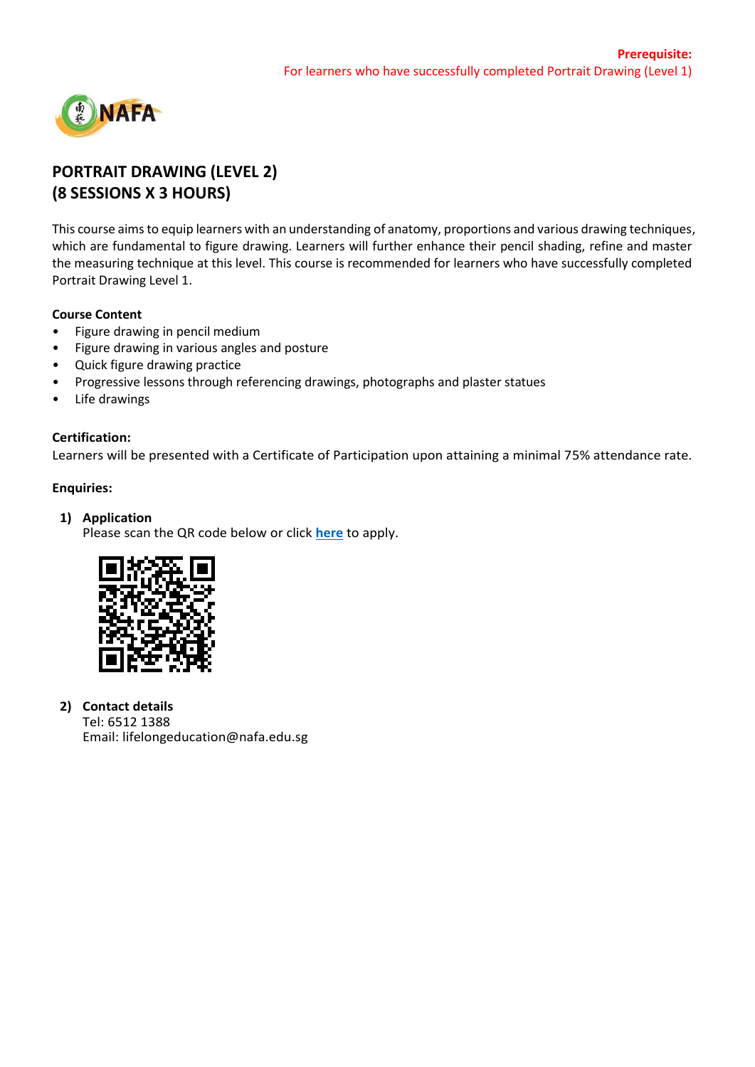**Prerequisite:**
For learners who have successfully completed Portrait Drawing (Level 1)

# PORTRAIT DRAWING (LEVEL 2)
# (8 SESSIONS X 3 HOURS)

This course aims to equip learners with an understanding of anatomy, proportions and various drawing techniques, which are fundamental to figure drawing. Learners will further enhance their pencil shading, refine and master the measuring technique at this level. This course is recommended for learners who have successfully completed Portrait Drawing Level 1.

**Course Content**

- Figure drawing in pencil medium
- Figure drawing in various angles and posture
- Quick figure drawing practice
- Progressive lessons through referencing drawings, photographs and plaster statues
- Life drawings

**Certification:**
Learners will be presented with a Certificate of Participation upon attaining a minimal 75% attendance rate.

**Enquiries:**

1) **Application**
   Please scan the QR code below or click **here** to apply.

2) **Contact details**
   Tel: 6512 1388
   Email: lifelongeducation@nafa.edu.sg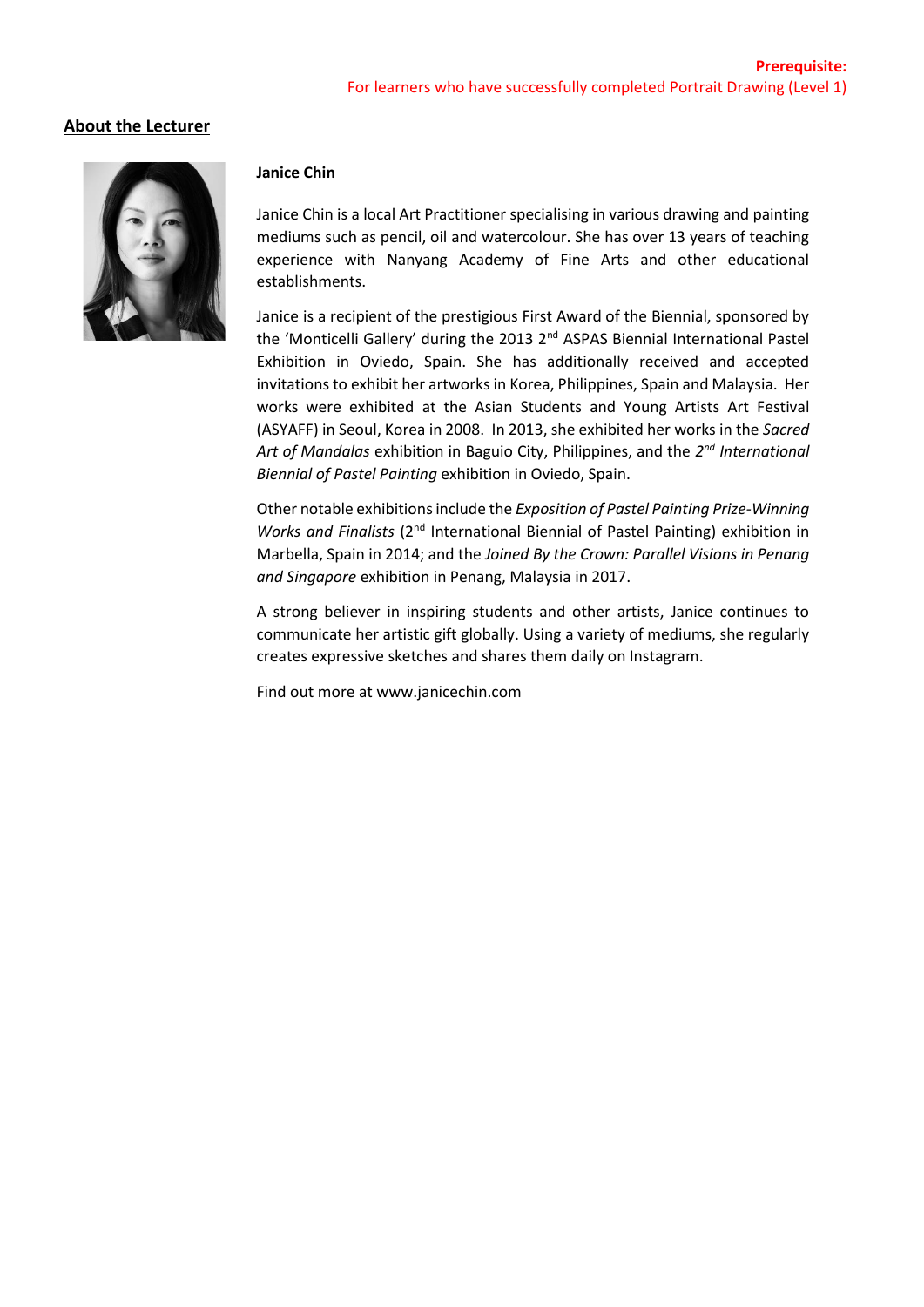**Prerequisite:**
For learners who have successfully completed Portrait Drawing (Level 1)

## About the Lecturer

**Janice Chin**

Janice Chin is a local Art Practitioner specialising in various drawing and painting mediums such as pencil, oil and watercolour. She has over 13 years of teaching experience with Nanyang Academy of Fine Arts and other educational establishments.

Janice is a recipient of the prestigious First Award of the Biennial, sponsored by the 'Monticelli Gallery' during the 2013 2nd ASPAS Biennial International Pastel Exhibition in Oviedo, Spain. She has additionally received and accepted invitations to exhibit her artworks in Korea, Philippines, Spain and Malaysia. Her works were exhibited at the Asian Students and Young Artists Art Festival (ASYAFF) in Seoul, Korea in 2008. In 2013, she exhibited her works in the *Sacred Art of Mandalas* exhibition in Baguio City, Philippines, and the *2nd International Biennial of Pastel Painting* exhibition in Oviedo, Spain.

Other notable exhibitions include the *Exposition of Pastel Painting Prize-Winning Works and Finalists* (2nd International Biennial of Pastel Painting) exhibition in Marbella, Spain in 2014; and the *Joined By the Crown: Parallel Visions in Penang and Singapore* exhibition in Penang, Malaysia in 2017.

A strong believer in inspiring students and other artists, Janice continues to communicate her artistic gift globally. Using a variety of mediums, she regularly creates expressive sketches and shares them daily on Instagram.

Find out more at www.janicechin.com